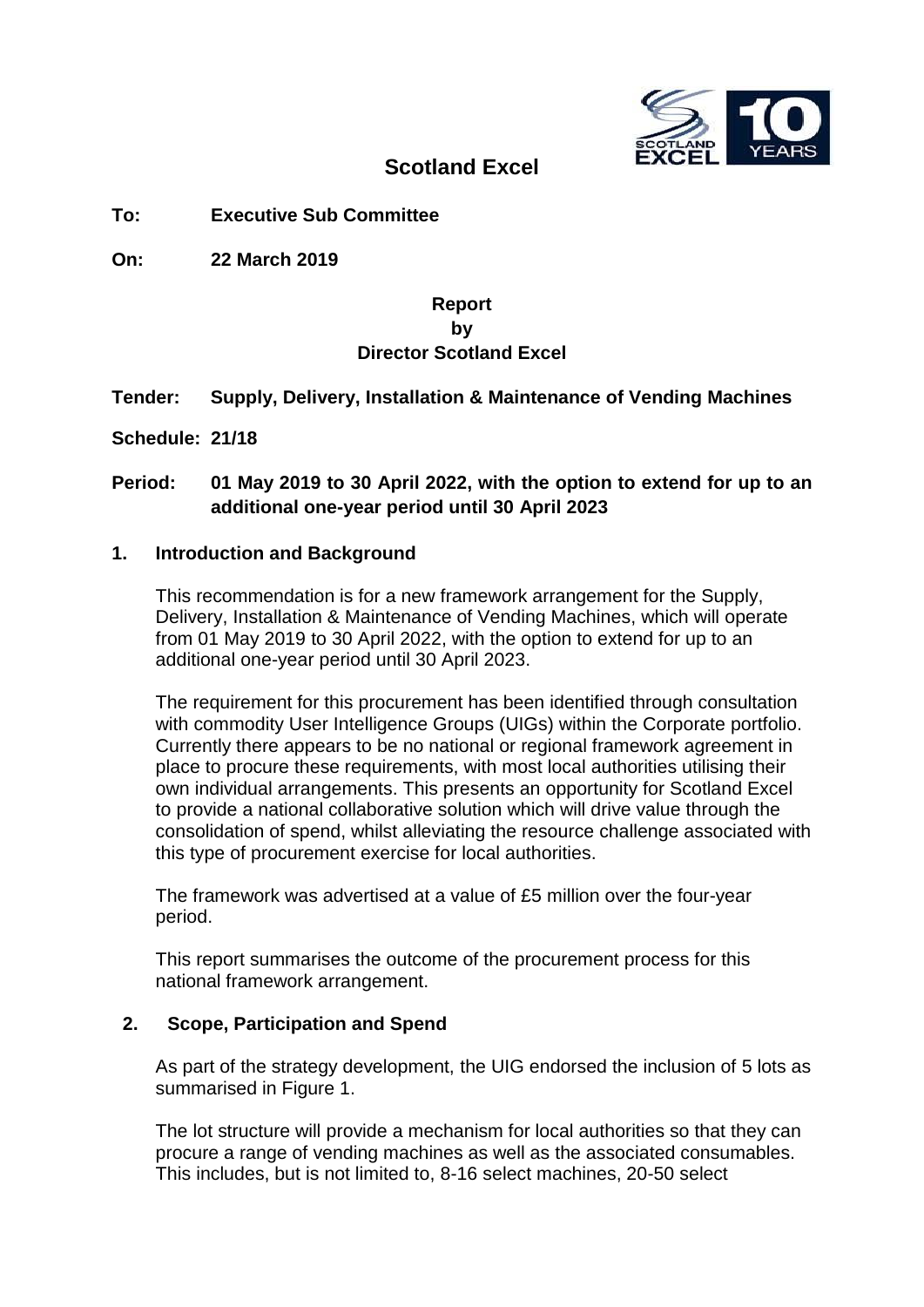# Scotland Excel

**To:** **Executive Sub Committee**

**On:** **22 March 2019**

**Report**
**by**
**Director Scotland Excel**

**Tender:** **Supply, Delivery, Installation & Maintenance of Vending Machines**

**Schedule:** **21/18**

**Period:** **01 May 2019 to 30 April 2022, with the option to extend for up to an additional one-year period until 30 April 2023**

## 1. Introduction and Background

This recommendation is for a new framework arrangement for the Supply, Delivery, Installation & Maintenance of Vending Machines, which will operate from 01 May 2019 to 30 April 2022, with the option to extend for up to an additional one-year period until 30 April 2023.

The requirement for this procurement has been identified through consultation with commodity User Intelligence Groups (UIGs) within the Corporate portfolio. Currently there appears to be no national or regional framework agreement in place to procure these requirements, with most local authorities utilising their own individual arrangements. This presents an opportunity for Scotland Excel to provide a national collaborative solution which will drive value through the consolidation of spend, whilst alleviating the resource challenge associated with this type of procurement exercise for local authorities.

The framework was advertised at a value of £5 million over the four-year period.

This report summarises the outcome of the procurement process for this national framework arrangement.

## 2. Scope, Participation and Spend

As part of the strategy development, the UIG endorsed the inclusion of 5 lots as summarised in Figure 1.

The lot structure will provide a mechanism for local authorities so that they can procure a range of vending machines as well as the associated consumables. This includes, but is not limited to, 8-16 select machines, 20-50 select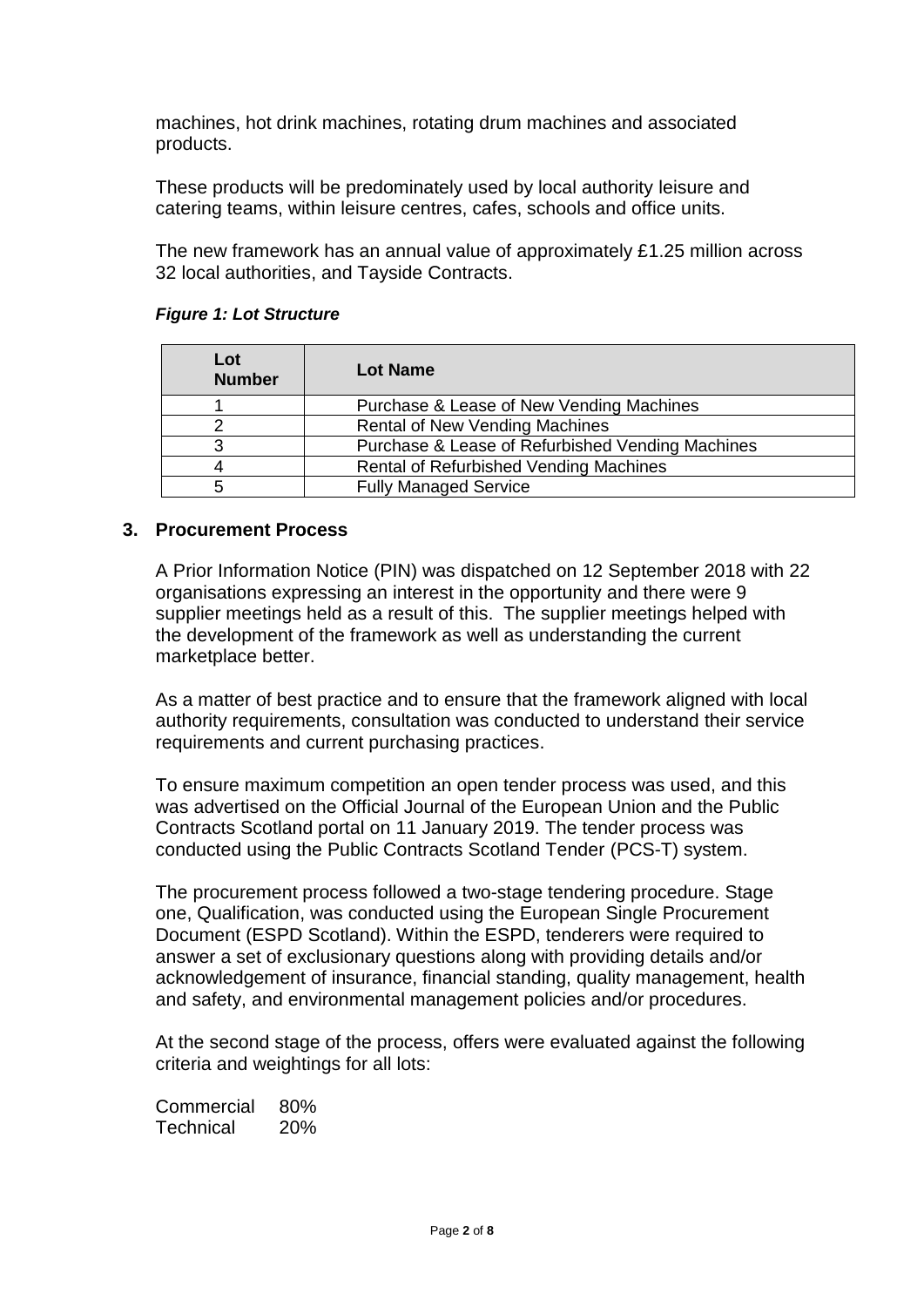machines, hot drink machines, rotating drum machines and associated products.

These products will be predominately used by local authority leisure and catering teams, within leisure centres, cafes, schools and office units.

The new framework has an annual value of approximately £1.25 million across 32 local authorities, and Tayside Contracts.

***Figure 1: Lot Structure***

| Lot Number | Lot Name |
|---|---|
| 1 | Purchase & Lease of New Vending Machines |
| 2 | Rental of New Vending Machines |
| 3 | Purchase & Lease of Refurbished Vending Machines |
| 4 | Rental of Refurbished Vending Machines |
| 5 | Fully Managed Service |

## 3. Procurement Process

A Prior Information Notice (PIN) was dispatched on 12 September 2018 with 22 organisations expressing an interest in the opportunity and there were 9 supplier meetings held as a result of this. The supplier meetings helped with the development of the framework as well as understanding the current marketplace better.

As a matter of best practice and to ensure that the framework aligned with local authority requirements, consultation was conducted to understand their service requirements and current purchasing practices.

To ensure maximum competition an open tender process was used, and this was advertised on the Official Journal of the European Union and the Public Contracts Scotland portal on 11 January 2019. The tender process was conducted using the Public Contracts Scotland Tender (PCS-T) system.

The procurement process followed a two-stage tendering procedure. Stage one, Qualification, was conducted using the European Single Procurement Document (ESPD Scotland). Within the ESPD, tenderers were required to answer a set of exclusionary questions along with providing details and/or acknowledgement of insurance, financial standing, quality management, health and safety, and environmental management policies and/or procedures.

At the second stage of the process, offers were evaluated against the following criteria and weightings for all lots:

Commercial 80%
Technical 20%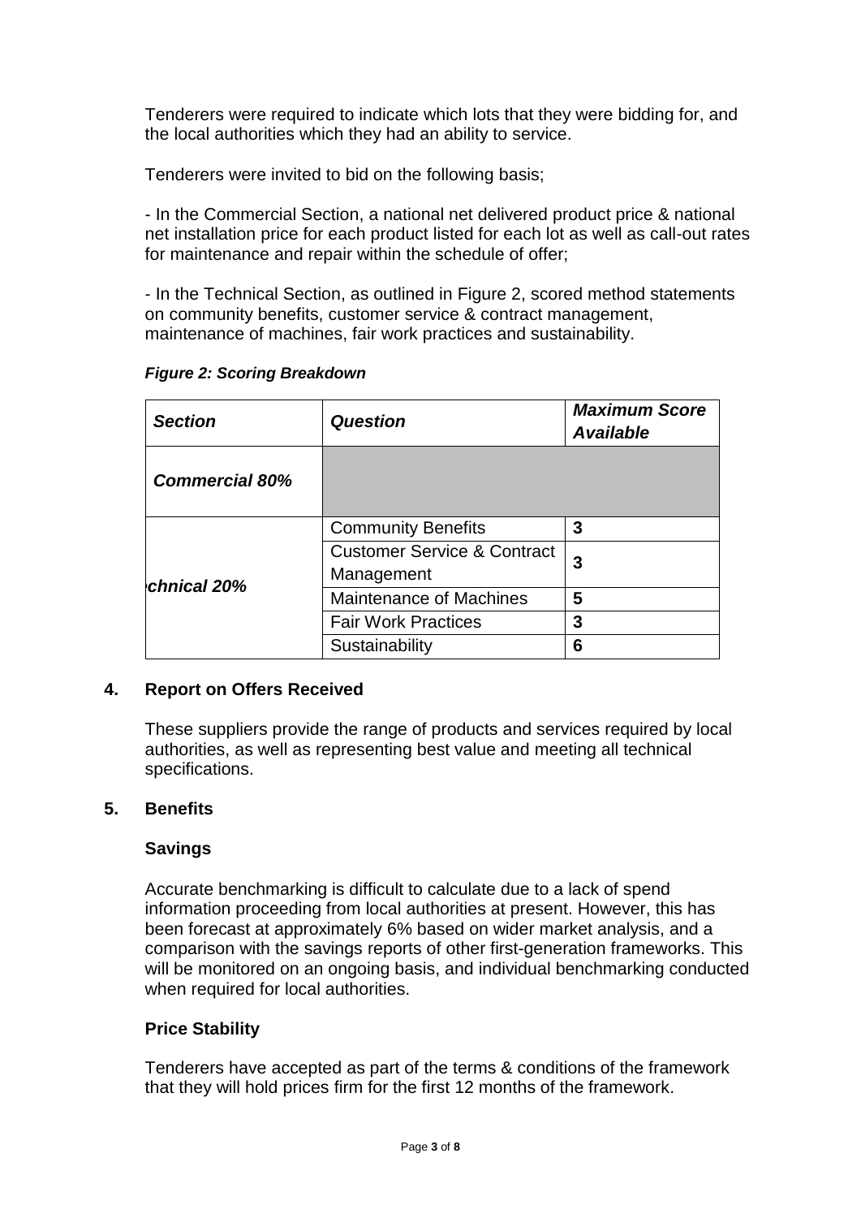Tenderers were required to indicate which lots that they were bidding for, and the local authorities which they had an ability to service.

Tenderers were invited to bid on the following basis;

- In the Commercial Section, a national net delivered product price & national net installation price for each product listed for each lot as well as call-out rates for maintenance and repair within the schedule of offer;

- In the Technical Section, as outlined in Figure 2, scored method statements on community benefits, customer service & contract management, maintenance of machines, fair work practices and sustainability.

***Figure 2: Scoring Breakdown***

| *Section* | *Question* | *Maximum Score Available* |
| --- | --- | --- |
| ***Commercial 80%*** | | |
| ***chnical 20%*** | Community Benefits | **3** |
| | Customer Service & Contract Management | **3** |
| | Maintenance of Machines | **5** |
| | Fair Work Practices | **3** |
| | Sustainability | **6** |

## 4. Report on Offers Received

These suppliers provide the range of products and services required by local authorities, as well as representing best value and meeting all technical specifications.

## 5. Benefits

### Savings

Accurate benchmarking is difficult to calculate due to a lack of spend information proceeding from local authorities at present. However, this has been forecast at approximately 6% based on wider market analysis, and a comparison with the savings reports of other first-generation frameworks. This will be monitored on an ongoing basis, and individual benchmarking conducted when required for local authorities.

### Price Stability

Tenderers have accepted as part of the terms & conditions of the framework that they will hold prices firm for the first 12 months of the framework.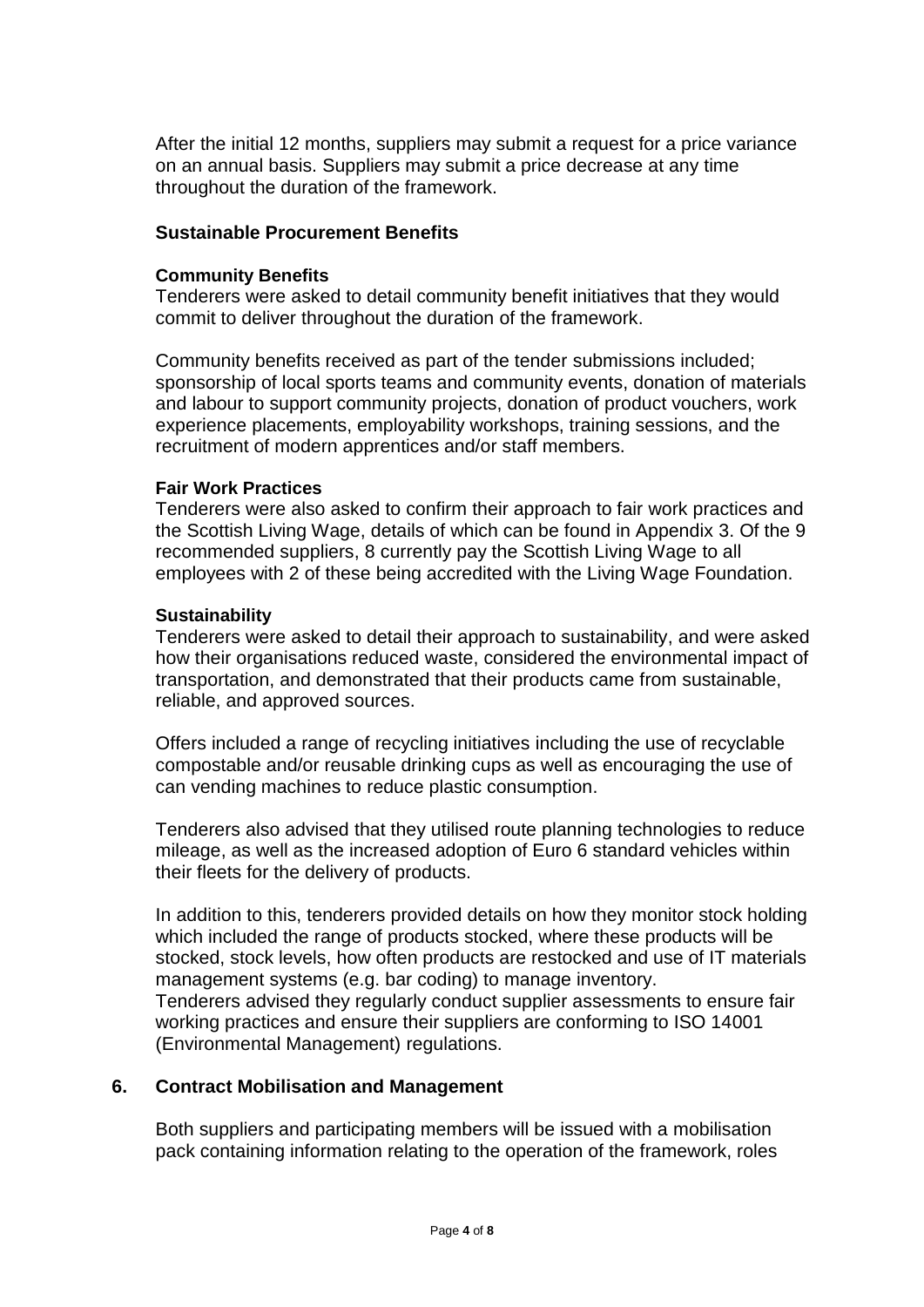After the initial 12 months, suppliers may submit a request for a price variance on an annual basis. Suppliers may submit a price decrease at any time throughout the duration of the framework.

**Sustainable Procurement Benefits**

**Community Benefits**
Tenderers were asked to detail community benefit initiatives that they would commit to deliver throughout the duration of the framework.

Community benefits received as part of the tender submissions included; sponsorship of local sports teams and community events, donation of materials and labour to support community projects, donation of product vouchers, work experience placements, employability workshops, training sessions, and the recruitment of modern apprentices and/or staff members.

**Fair Work Practices**
Tenderers were also asked to confirm their approach to fair work practices and the Scottish Living Wage, details of which can be found in Appendix 3. Of the 9 recommended suppliers, 8 currently pay the Scottish Living Wage to all employees with 2 of these being accredited with the Living Wage Foundation.

**Sustainability**
Tenderers were asked to detail their approach to sustainability, and were asked how their organisations reduced waste, considered the environmental impact of transportation, and demonstrated that their products came from sustainable, reliable, and approved sources.

Offers included a range of recycling initiatives including the use of recyclable compostable and/or reusable drinking cups as well as encouraging the use of can vending machines to reduce plastic consumption.

Tenderers also advised that they utilised route planning technologies to reduce mileage, as well as the increased adoption of Euro 6 standard vehicles within their fleets for the delivery of products.

In addition to this, tenderers provided details on how they monitor stock holding which included the range of products stocked, where these products will be stocked, stock levels, how often products are restocked and use of IT materials management systems (e.g. bar coding) to manage inventory.
Tenderers advised they regularly conduct supplier assessments to ensure fair working practices and ensure their suppliers are conforming to ISO 14001 (Environmental Management) regulations.

## 6. Contract Mobilisation and Management

Both suppliers and participating members will be issued with a mobilisation pack containing information relating to the operation of the framework, roles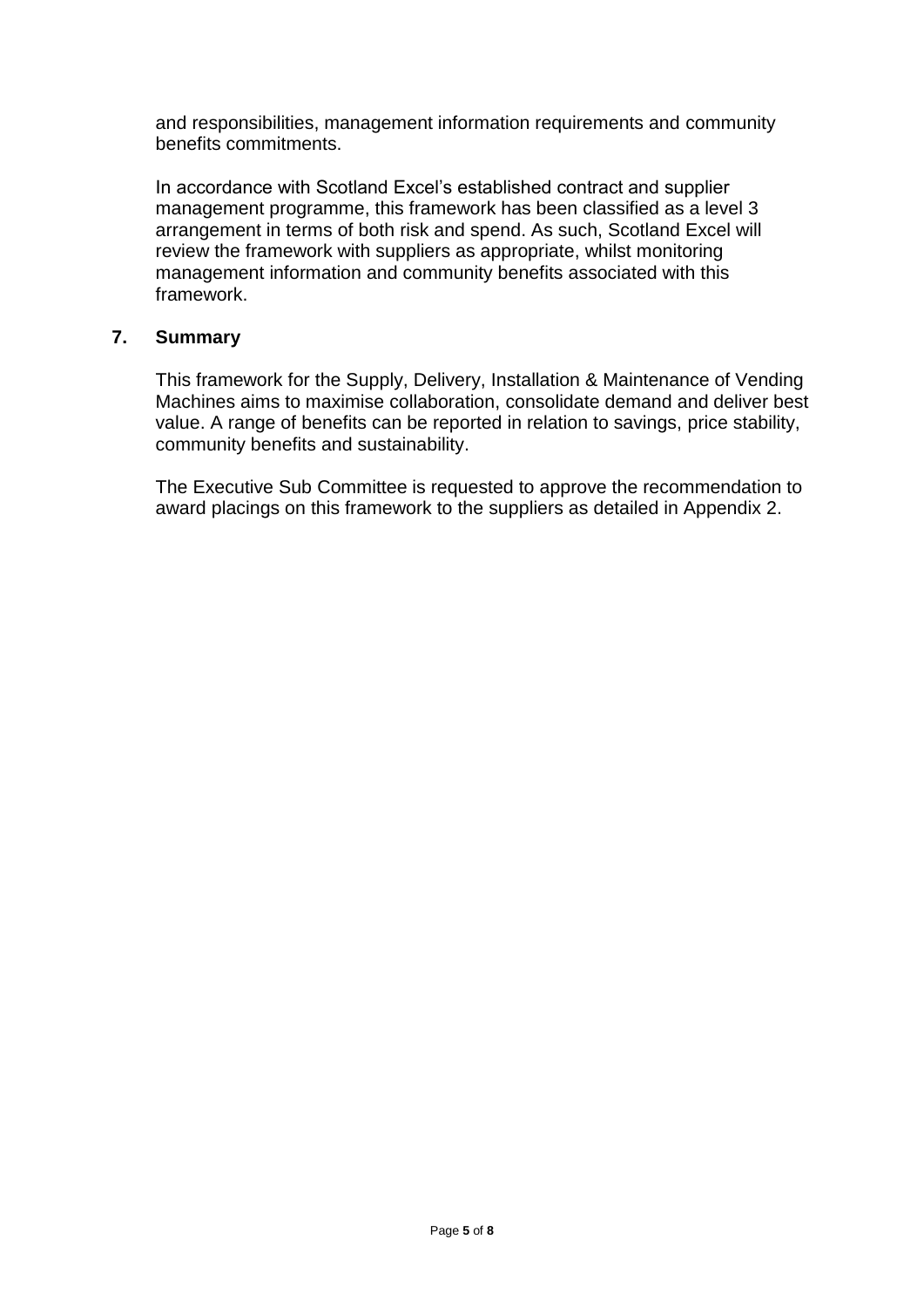and responsibilities, management information requirements and community benefits commitments.

In accordance with Scotland Excel's established contract and supplier management programme, this framework has been classified as a level 3 arrangement in terms of both risk and spend. As such, Scotland Excel will review the framework with suppliers as appropriate, whilst monitoring management information and community benefits associated with this framework.

## 7. Summary

This framework for the Supply, Delivery, Installation & Maintenance of Vending Machines aims to maximise collaboration, consolidate demand and deliver best value. A range of benefits can be reported in relation to savings, price stability, community benefits and sustainability.

The Executive Sub Committee is requested to approve the recommendation to award placings on this framework to the suppliers as detailed in Appendix 2.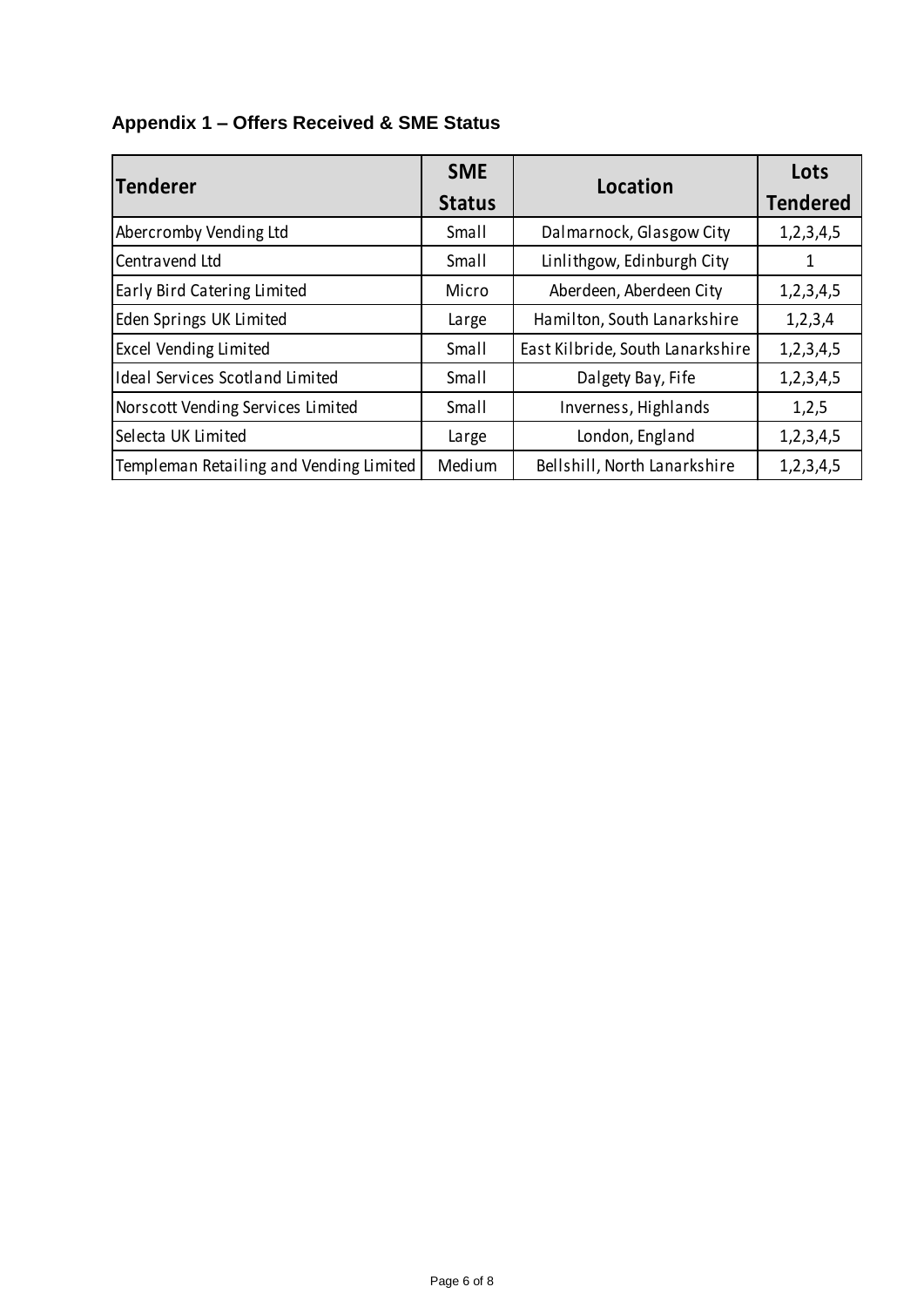## Appendix 1 – Offers Received & SME Status

| Tenderer | SME Status | Location | Lots Tendered |
|---|---|---|---|
| Abercromby Vending Ltd | Small | Dalmarnock, Glasgow City | 1,2,3,4,5 |
| Centravend Ltd | Small | Linlithgow, Edinburgh City | 1 |
| Early Bird Catering Limited | Micro | Aberdeen, Aberdeen City | 1,2,3,4,5 |
| Eden Springs UK Limited | Large | Hamilton, South Lanarkshire | 1,2,3,4 |
| Excel Vending Limited | Small | East Kilbride, South Lanarkshire | 1,2,3,4,5 |
| Ideal Services Scotland Limited | Small | Dalgety Bay, Fife | 1,2,3,4,5 |
| Norscott Vending Services Limited | Small | Inverness, Highlands | 1,2,5 |
| Selecta UK Limited | Large | London, England | 1,2,3,4,5 |
| Templeman Retailing and Vending Limited | Medium | Bellshill, North Lanarkshire | 1,2,3,4,5 |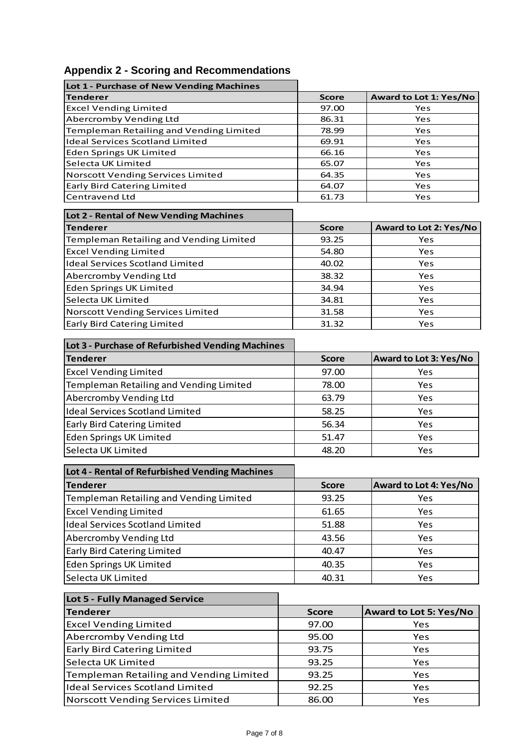## Appendix 2 - Scoring and Recommendations

| Lot 1 - Purchase of New Vending Machines | | |
|---|---|---|
| **Tenderer** | **Score** | **Award to Lot 1: Yes/No** |
| Excel Vending Limited | 97.00 | Yes |
| Abercromby Vending Ltd | 86.31 | Yes |
| Templeman Retailing and Vending Limited | 78.99 | Yes |
| Ideal Services Scotland Limited | 69.91 | Yes |
| Eden Springs UK Limited | 66.16 | Yes |
| Selecta UK Limited | 65.07 | Yes |
| Norscott Vending Services Limited | 64.35 | Yes |
| Early Bird Catering Limited | 64.07 | Yes |
| Centravend Ltd | 61.73 | Yes |

| Lot 2 - Rental of New Vending Machines | | |
|---|---|---|
| **Tenderer** | **Score** | **Award to Lot 2: Yes/No** |
| Templeman Retailing and Vending Limited | 93.25 | Yes |
| Excel Vending Limited | 54.80 | Yes |
| Ideal Services Scotland Limited | 40.02 | Yes |
| Abercromby Vending Ltd | 38.32 | Yes |
| Eden Springs UK Limited | 34.94 | Yes |
| Selecta UK Limited | 34.81 | Yes |
| Norscott Vending Services Limited | 31.58 | Yes |
| Early Bird Catering Limited | 31.32 | Yes |

| Lot 3 - Purchase of Refurbished Vending Machines | | |
|---|---|---|
| **Tenderer** | **Score** | **Award to Lot 3: Yes/No** |
| Excel Vending Limited | 97.00 | Yes |
| Templeman Retailing and Vending Limited | 78.00 | Yes |
| Abercromby Vending Ltd | 63.79 | Yes |
| Ideal Services Scotland Limited | 58.25 | Yes |
| Early Bird Catering Limited | 56.34 | Yes |
| Eden Springs UK Limited | 51.47 | Yes |
| Selecta UK Limited | 48.20 | Yes |

| Lot 4 - Rental of Refurbished Vending Machines | | |
|---|---|---|
| **Tenderer** | **Score** | **Award to Lot 4: Yes/No** |
| Templeman Retailing and Vending Limited | 93.25 | Yes |
| Excel Vending Limited | 61.65 | Yes |
| Ideal Services Scotland Limited | 51.88 | Yes |
| Abercromby Vending Ltd | 43.56 | Yes |
| Early Bird Catering Limited | 40.47 | Yes |
| Eden Springs UK Limited | 40.35 | Yes |
| Selecta UK Limited | 40.31 | Yes |

| Lot 5 - Fully Managed Service | | |
|---|---|---|
| **Tenderer** | **Score** | **Award to Lot 5: Yes/No** |
| Excel Vending Limited | 97.00 | Yes |
| Abercromby Vending Ltd | 95.00 | Yes |
| Early Bird Catering Limited | 93.75 | Yes |
| Selecta UK Limited | 93.25 | Yes |
| Templeman Retailing and Vending Limited | 93.25 | Yes |
| Ideal Services Scotland Limited | 92.25 | Yes |
| Norscott Vending Services Limited | 86.00 | Yes |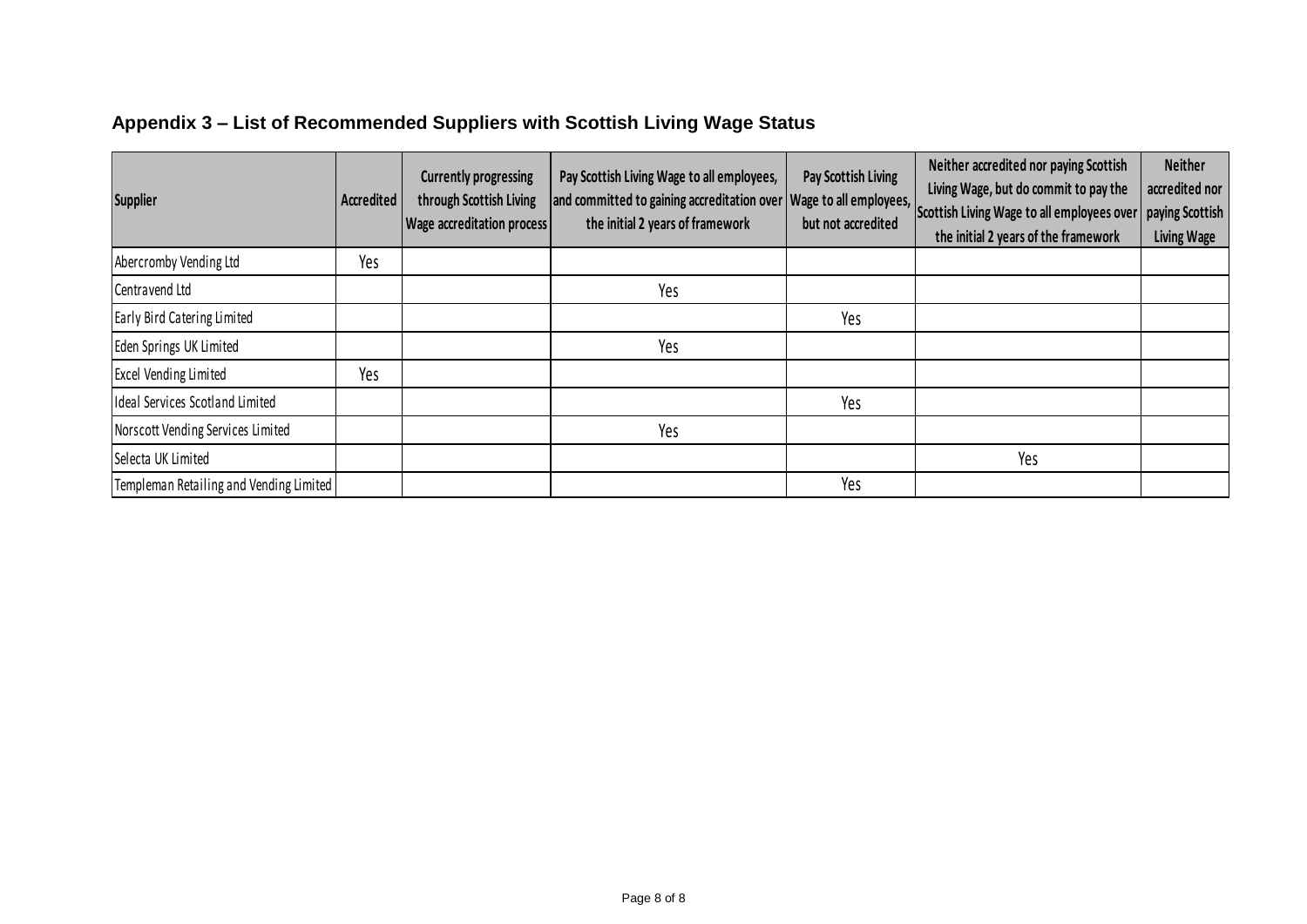## Appendix 3 – List of Recommended Suppliers with Scottish Living Wage Status

| Supplier | Accredited | Currently progressing through Scottish Living Wage accreditation process | Pay Scottish Living Wage to all employees, and committed to gaining accreditation over the initial 2 years of framework | Pay Scottish Living Wage to all employees, but not accredited | Neither accredited nor paying Scottish Living Wage, but do commit to pay the Scottish Living Wage to all employees over the initial 2 years of the framework | Neither accredited nor paying Scottish Living Wage |
|---|---|---|---|---|---|---|
| Abercromby Vending Ltd | Yes | | | | | |
| Centravend Ltd | | | Yes | | | |
| Early Bird Catering Limited | | | | Yes | | |
| Eden Springs UK Limited | | | Yes | | | |
| Excel Vending Limited | Yes | | | | | |
| Ideal Services Scotland Limited | | | | Yes | | |
| Norscott Vending Services Limited | | | Yes | | | |
| Selecta UK Limited | | | | | Yes | |
| Templeman Retailing and Vending Limited | | | | Yes | | |